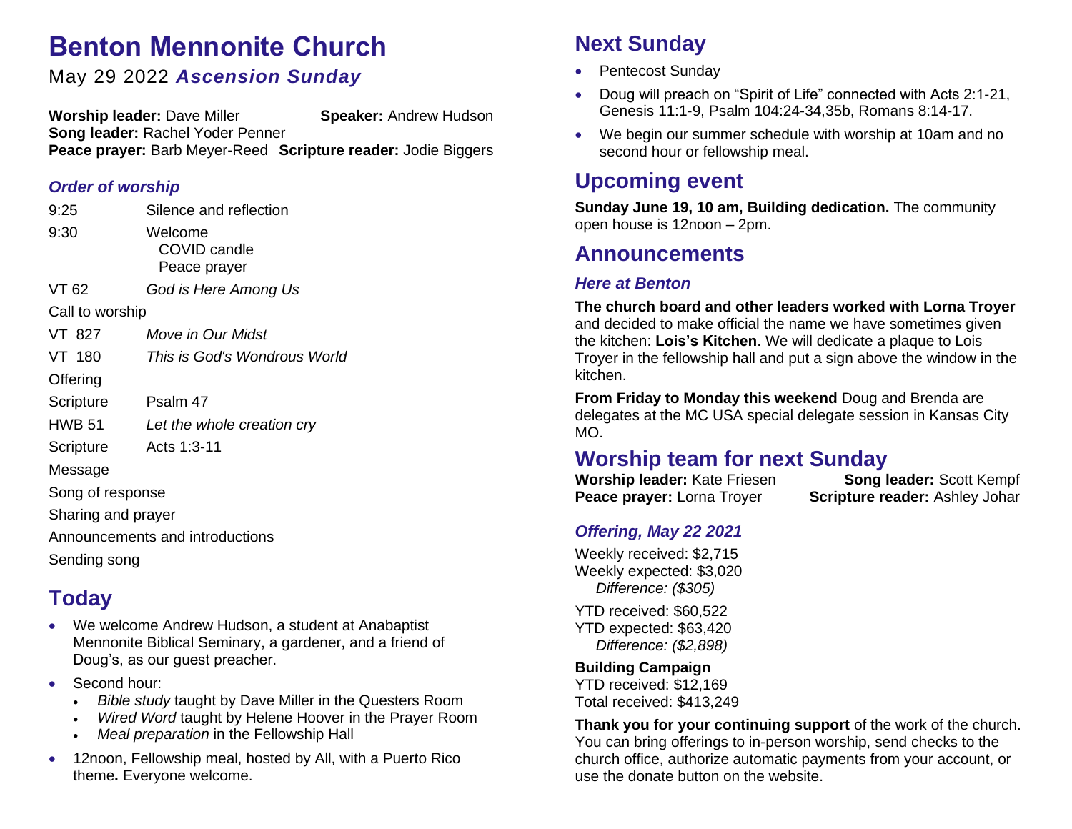# Benton Mennonite Church

May 29 2022 ***Ascension Sunday***

**Worship leader:** Dave Miller **Speaker:** Andrew Hudson
**Song leader:** Rachel Yoder Penner
**Peace prayer:** Barb Meyer-Reed **Scripture reader:** Jodie Biggers

### *Order of worship*

9:25 Silence and reflection

9:30 Welcome
COVID candle
Peace prayer

VT 62 *God is Here Among Us*

Call to worship

VT 827 *Move in Our Midst*

VT 180 *This is God's Wondrous World*

Offering

Scripture Psalm 47

HWB 51 *Let the whole creation cry*

Scripture Acts 1:3-11

Message

Song of response

Sharing and prayer

Announcements and introductions

Sending song

## Today

- We welcome Andrew Hudson, a student at Anabaptist Mennonite Biblical Seminary, a gardener, and a friend of Doug's, as our guest preacher.
- Second hour:
  - *Bible study* taught by Dave Miller in the Questers Room
  - *Wired Word* taught by Helene Hoover in the Prayer Room
  - *Meal preparation* in the Fellowship Hall
- 12noon, Fellowship meal, hosted by All, with a Puerto Rico theme**.** Everyone welcome.

## Next Sunday

- Pentecost Sunday
- Doug will preach on "Spirit of Life" connected with Acts 2:1-21, Genesis 11:1-9, Psalm 104:24-34,35b, Romans 8:14-17.
- We begin our summer schedule with worship at 10am and no second hour or fellowship meal.

## Upcoming event

**Sunday June 19, 10 am, Building dedication.** The community open house is 12noon – 2pm.

## Announcements

### *Here at Benton*

**The church board and other leaders worked with Lorna Troyer** and decided to make official the name we have sometimes given the kitchen: **Lois's Kitchen**. We will dedicate a plaque to Lois Troyer in the fellowship hall and put a sign above the window in the kitchen.

**From Friday to Monday this weekend** Doug and Brenda are delegates at the MC USA special delegate session in Kansas City MO.

## Worship team for next Sunday

**Worship leader:** Kate Friesen **Song leader:** Scott Kempf
**Peace prayer:** Lorna Troyer **Scripture reader:** Ashley Johar

### *Offering, May 22 2021*

Weekly received: $2,715
Weekly expected: $3,020
*Difference: ($305)*

YTD received: $60,522
YTD expected: $63,420
*Difference: ($2,898)*

**Building Campaign**
YTD received: $12,169
Total received: $413,249

**Thank you for your continuing support** of the work of the church. You can bring offerings to in-person worship, send checks to the church office, authorize automatic payments from your account, or use the donate button on the website.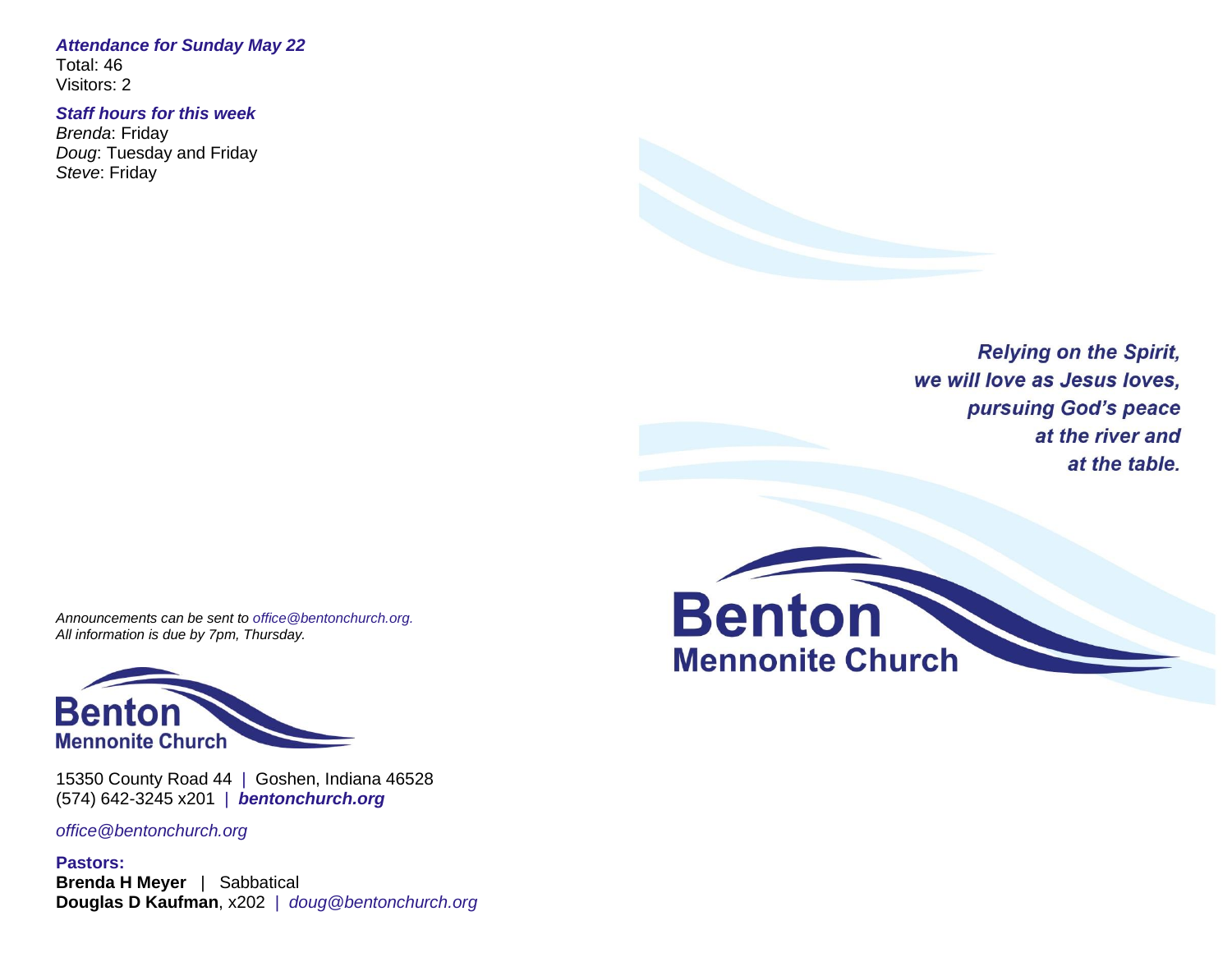***Attendance for Sunday May 22***
Total: 46
Visitors: 2

***Staff hours for this week***
*Brenda*: Friday
*Doug*: Tuesday and Friday
*Steve*: Friday

*Announcements can be sent to office@bentonchurch.org.*
*All information is due by 7pm, Thursday.*

**Benton**
**Mennonite Church**

15350 County Road 44 | Goshen, Indiana 46528
(574) 642-3245 x201 | ***bentonchurch.org***

*office@bentonchurch.org*

**Pastors:**
**Brenda H Meyer** | Sabbatical
**Douglas D Kaufman**, x202 | *doug@bentonchurch.org*

***Relying on the Spirit,***
***we will love as Jesus loves,***
***pursuing God's peace***
***at the river and***
***at the table.***

**Benton**
**Mennonite Church**